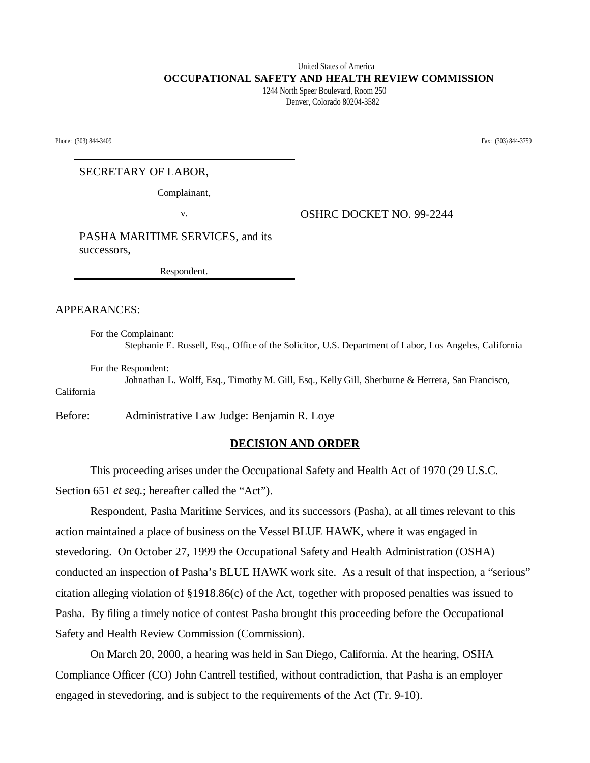United States of America

**OCCUPATIONAL SAFETY AND HEALTH REVIEW COMMISSION**

1244 North Speer Boulevard, Room 250

Denver, Colorado 80204-3582

Phone: (303) 844-3409 Fax: (303) 844-3759

| | |
|---|---|
| SECRETARY OF LABOR,<br><br>Complainant,<br><br>v.<br><br>PASHA MARITIME SERVICES, and its successors,<br><br>Respondent. | OSHRC DOCKET NO. 99-2244 |

APPEARANCES:

For the Complainant:
Stephanie E. Russell, Esq., Office of the Solicitor, U.S. Department of Labor, Los Angeles, California

For the Respondent:
Johnathan L. Wolff, Esq., Timothy M. Gill, Esq., Kelly Gill, Sherburne & Herrera, San Francisco, California

Before: Administrative Law Judge: Benjamin R. Loye

## DECISION AND ORDER

This proceeding arises under the Occupational Safety and Health Act of 1970 (29 U.S.C. Section 651 *et seq.*; hereafter called the "Act").

Respondent, Pasha Maritime Services, and its successors (Pasha), at all times relevant to this action maintained a place of business on the Vessel BLUE HAWK, where it was engaged in stevedoring. On October 27, 1999 the Occupational Safety and Health Administration (OSHA) conducted an inspection of Pasha's BLUE HAWK work site. As a result of that inspection, a "serious" citation alleging violation of §1918.86(c) of the Act, together with proposed penalties was issued to Pasha. By filing a timely notice of contest Pasha brought this proceeding before the Occupational Safety and Health Review Commission (Commission).

On March 20, 2000, a hearing was held in San Diego, California. At the hearing, OSHA Compliance Officer (CO) John Cantrell testified, without contradiction, that Pasha is an employer engaged in stevedoring, and is subject to the requirements of the Act (Tr. 9-10).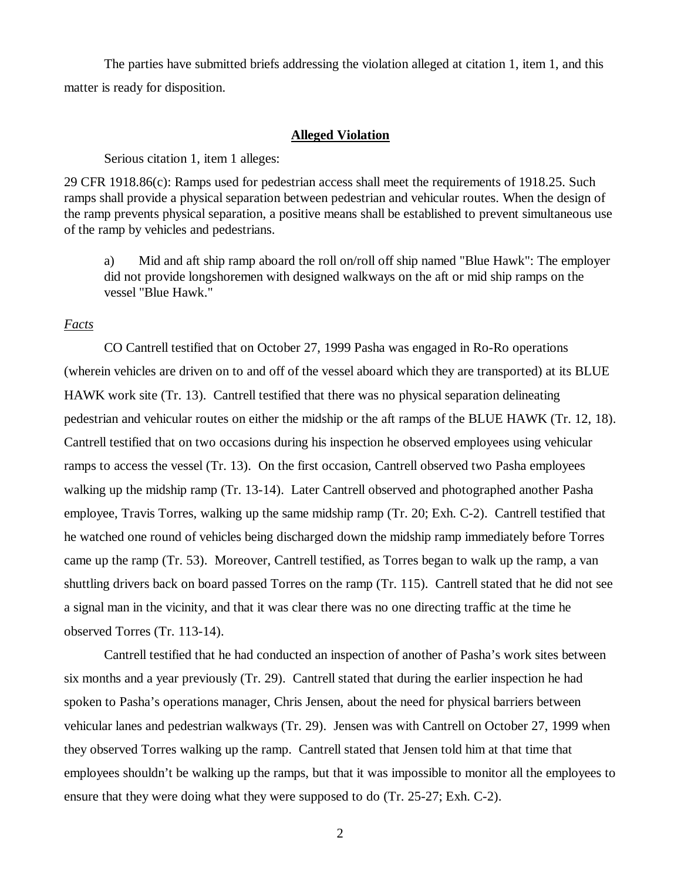The parties have submitted briefs addressing the violation alleged at citation 1, item 1, and this matter is ready for disposition.

**Alleged Violation**

Serious citation 1, item 1 alleges:

29 CFR 1918.86(c): Ramps used for pedestrian access shall meet the requirements of 1918.25. Such ramps shall provide a physical separation between pedestrian and vehicular routes. When the design of the ramp prevents physical separation, a positive means shall be established to prevent simultaneous use of the ramp by vehicles and pedestrians.

> a) Mid and aft ship ramp aboard the roll on/roll off ship named "Blue Hawk": The employer did not provide longshoremen with designed walkways on the aft or mid ship ramps on the vessel "Blue Hawk."

*Facts*

CO Cantrell testified that on October 27, 1999 Pasha was engaged in Ro-Ro operations (wherein vehicles are driven on to and off of the vessel aboard which they are transported) at its BLUE HAWK work site (Tr. 13). Cantrell testified that there was no physical separation delineating pedestrian and vehicular routes on either the midship or the aft ramps of the BLUE HAWK (Tr. 12, 18). Cantrell testified that on two occasions during his inspection he observed employees using vehicular ramps to access the vessel (Tr. 13). On the first occasion, Cantrell observed two Pasha employees walking up the midship ramp (Tr. 13-14). Later Cantrell observed and photographed another Pasha employee, Travis Torres, walking up the same midship ramp (Tr. 20; Exh. C-2). Cantrell testified that he watched one round of vehicles being discharged down the midship ramp immediately before Torres came up the ramp (Tr. 53). Moreover, Cantrell testified, as Torres began to walk up the ramp, a van shuttling drivers back on board passed Torres on the ramp (Tr. 115). Cantrell stated that he did not see a signal man in the vicinity, and that it was clear there was no one directing traffic at the time he observed Torres (Tr. 113-14).

Cantrell testified that he had conducted an inspection of another of Pasha's work sites between six months and a year previously (Tr. 29). Cantrell stated that during the earlier inspection he had spoken to Pasha's operations manager, Chris Jensen, about the need for physical barriers between vehicular lanes and pedestrian walkways (Tr. 29). Jensen was with Cantrell on October 27, 1999 when they observed Torres walking up the ramp. Cantrell stated that Jensen told him at that time that employees shouldn't be walking up the ramps, but that it was impossible to monitor all the employees to ensure that they were doing what they were supposed to do (Tr. 25-27; Exh. C-2).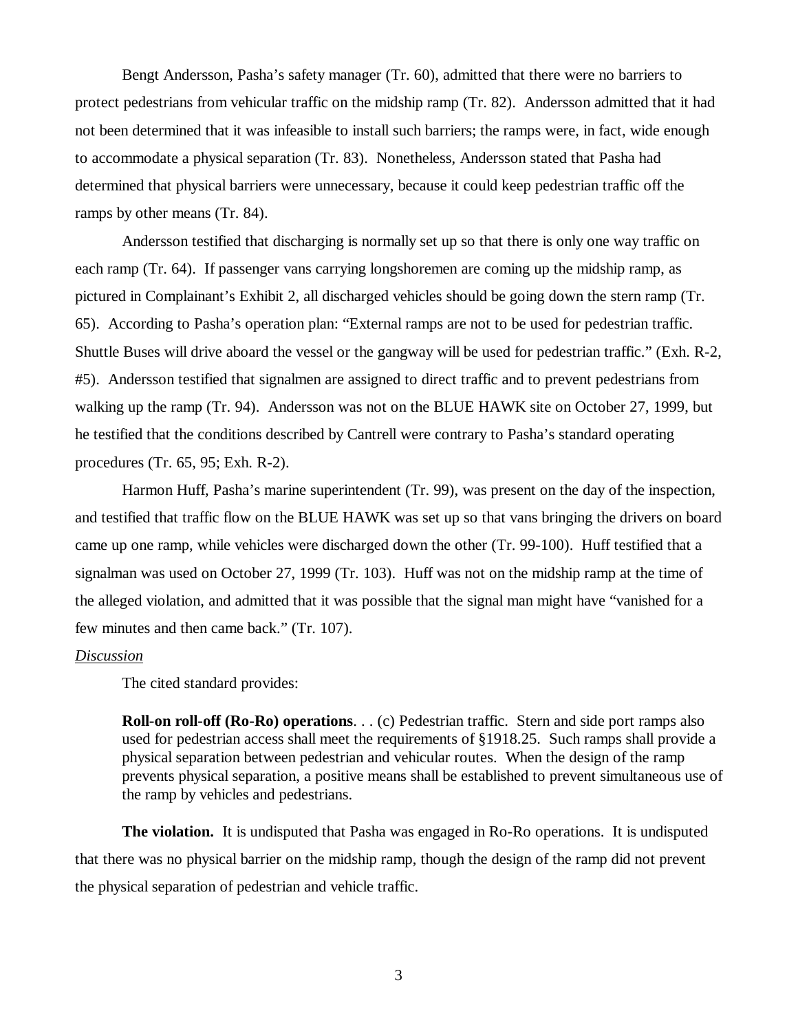Bengt Andersson, Pasha's safety manager (Tr. 60), admitted that there were no barriers to protect pedestrians from vehicular traffic on the midship ramp (Tr. 82). Andersson admitted that it had not been determined that it was infeasible to install such barriers; the ramps were, in fact, wide enough to accommodate a physical separation (Tr. 83). Nonetheless, Andersson stated that Pasha had determined that physical barriers were unnecessary, because it could keep pedestrian traffic off the ramps by other means (Tr. 84).

Andersson testified that discharging is normally set up so that there is only one way traffic on each ramp (Tr. 64). If passenger vans carrying longshoremen are coming up the midship ramp, as pictured in Complainant's Exhibit 2, all discharged vehicles should be going down the stern ramp (Tr. 65). According to Pasha's operation plan: "External ramps are not to be used for pedestrian traffic. Shuttle Buses will drive aboard the vessel or the gangway will be used for pedestrian traffic." (Exh. R-2, #5). Andersson testified that signalmen are assigned to direct traffic and to prevent pedestrians from walking up the ramp (Tr. 94). Andersson was not on the BLUE HAWK site on October 27, 1999, but he testified that the conditions described by Cantrell were contrary to Pasha's standard operating procedures (Tr. 65, 95; Exh. R-2).

Harmon Huff, Pasha's marine superintendent (Tr. 99), was present on the day of the inspection, and testified that traffic flow on the BLUE HAWK was set up so that vans bringing the drivers on board came up one ramp, while vehicles were discharged down the other (Tr. 99-100). Huff testified that a signalman was used on October 27, 1999 (Tr. 103). Huff was not on the midship ramp at the time of the alleged violation, and admitted that it was possible that the signal man might have "vanished for a few minutes and then came back." (Tr. 107).

*Discussion*

The cited standard provides:

> **Roll-on roll-off (Ro-Ro) operations**. . . (c) Pedestrian traffic. Stern and side port ramps also used for pedestrian access shall meet the requirements of §1918.25. Such ramps shall provide a physical separation between pedestrian and vehicular routes. When the design of the ramp prevents physical separation, a positive means shall be established to prevent simultaneous use of the ramp by vehicles and pedestrians.

**The violation.** It is undisputed that Pasha was engaged in Ro-Ro operations. It is undisputed that there was no physical barrier on the midship ramp, though the design of the ramp did not prevent the physical separation of pedestrian and vehicle traffic.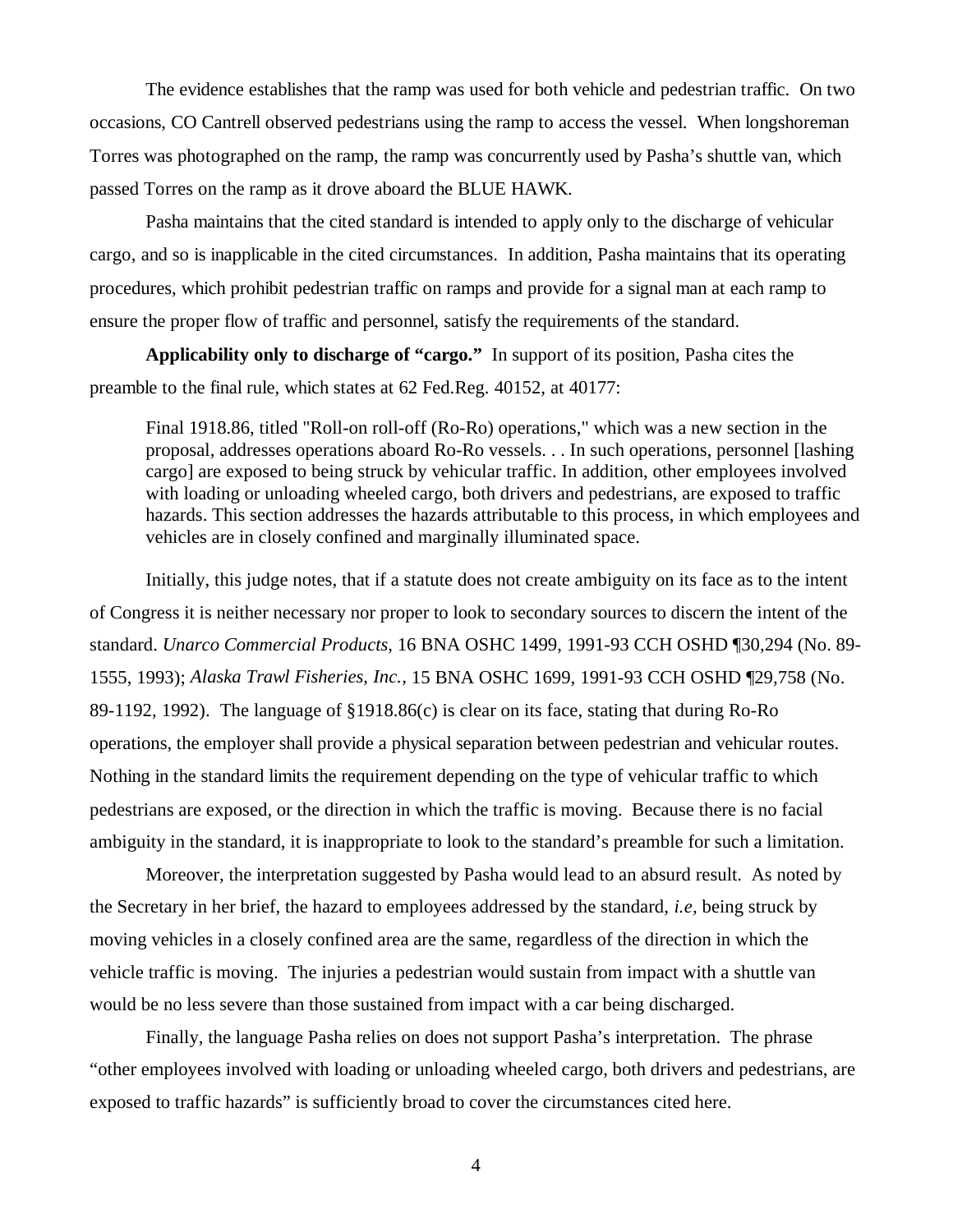The evidence establishes that the ramp was used for both vehicle and pedestrian traffic. On two occasions, CO Cantrell observed pedestrians using the ramp to access the vessel. When longshoreman Torres was photographed on the ramp, the ramp was concurrently used by Pasha's shuttle van, which passed Torres on the ramp as it drove aboard the BLUE HAWK.

Pasha maintains that the cited standard is intended to apply only to the discharge of vehicular cargo, and so is inapplicable in the cited circumstances. In addition, Pasha maintains that its operating procedures, which prohibit pedestrian traffic on ramps and provide for a signal man at each ramp to ensure the proper flow of traffic and personnel, satisfy the requirements of the standard.

**Applicability only to discharge of "cargo."** In support of its position, Pasha cites the preamble to the final rule, which states at 62 Fed.Reg. 40152, at 40177:

> Final 1918.86, titled "Roll-on roll-off (Ro-Ro) operations," which was a new section in the proposal, addresses operations aboard Ro-Ro vessels. . . In such operations, personnel [lashing cargo] are exposed to being struck by vehicular traffic. In addition, other employees involved with loading or unloading wheeled cargo, both drivers and pedestrians, are exposed to traffic hazards. This section addresses the hazards attributable to this process, in which employees and vehicles are in closely confined and marginally illuminated space.

Initially, this judge notes, that if a statute does not create ambiguity on its face as to the intent of Congress it is neither necessary nor proper to look to secondary sources to discern the intent of the standard. *Unarco Commercial Products*, 16 BNA OSHC 1499, 1991-93 CCH OSHD ¶30,294 (No. 89-1555, 1993); *Alaska Trawl Fisheries, Inc.,* 15 BNA OSHC 1699, 1991-93 CCH OSHD ¶29,758 (No. 89-1192, 1992). The language of §1918.86(c) is clear on its face, stating that during Ro-Ro operations, the employer shall provide a physical separation between pedestrian and vehicular routes. Nothing in the standard limits the requirement depending on the type of vehicular traffic to which pedestrians are exposed, or the direction in which the traffic is moving. Because there is no facial ambiguity in the standard, it is inappropriate to look to the standard's preamble for such a limitation.

Moreover, the interpretation suggested by Pasha would lead to an absurd result. As noted by the Secretary in her brief, the hazard to employees addressed by the standard, *i.e,* being struck by moving vehicles in a closely confined area are the same, regardless of the direction in which the vehicle traffic is moving. The injuries a pedestrian would sustain from impact with a shuttle van would be no less severe than those sustained from impact with a car being discharged.

Finally, the language Pasha relies on does not support Pasha's interpretation. The phrase "other employees involved with loading or unloading wheeled cargo, both drivers and pedestrians, are exposed to traffic hazards" is sufficiently broad to cover the circumstances cited here.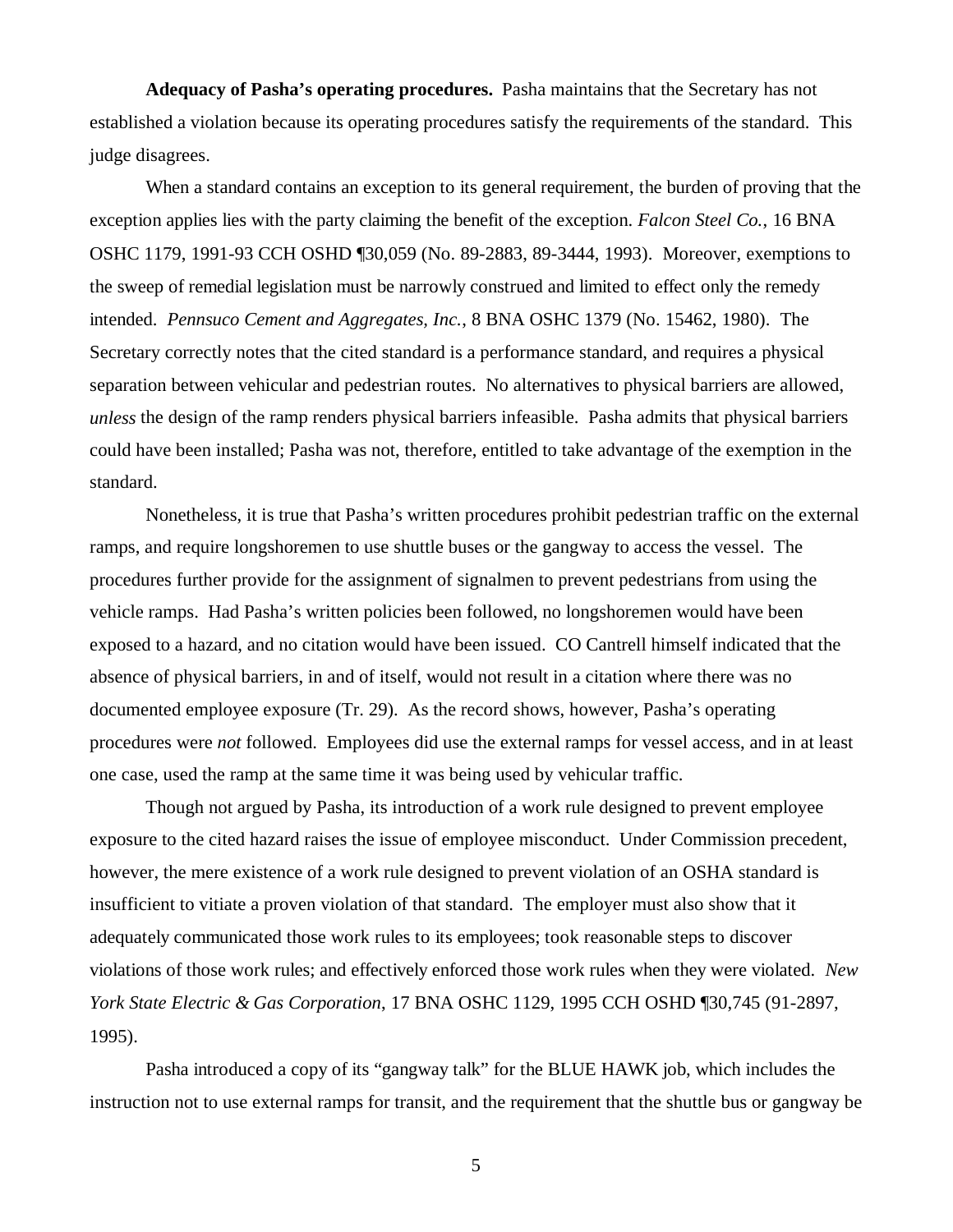**Adequacy of Pasha's operating procedures.** Pasha maintains that the Secretary has not established a violation because its operating procedures satisfy the requirements of the standard. This judge disagrees.

When a standard contains an exception to its general requirement, the burden of proving that the exception applies lies with the party claiming the benefit of the exception. *Falcon Steel Co.*, 16 BNA OSHC 1179, 1991-93 CCH OSHD ¶30,059 (No. 89-2883, 89-3444, 1993). Moreover, exemptions to the sweep of remedial legislation must be narrowly construed and limited to effect only the remedy intended. *Pennsuco Cement and Aggregates, Inc.*, 8 BNA OSHC 1379 (No. 15462, 1980). The Secretary correctly notes that the cited standard is a performance standard, and requires a physical separation between vehicular and pedestrian routes. No alternatives to physical barriers are allowed, *unless* the design of the ramp renders physical barriers infeasible. Pasha admits that physical barriers could have been installed; Pasha was not, therefore, entitled to take advantage of the exemption in the standard.

Nonetheless, it is true that Pasha's written procedures prohibit pedestrian traffic on the external ramps, and require longshoremen to use shuttle buses or the gangway to access the vessel. The procedures further provide for the assignment of signalmen to prevent pedestrians from using the vehicle ramps. Had Pasha's written policies been followed, no longshoremen would have been exposed to a hazard, and no citation would have been issued. CO Cantrell himself indicated that the absence of physical barriers, in and of itself, would not result in a citation where there was no documented employee exposure (Tr. 29). As the record shows, however, Pasha's operating procedures were *not* followed. Employees did use the external ramps for vessel access, and in at least one case, used the ramp at the same time it was being used by vehicular traffic.

Though not argued by Pasha, its introduction of a work rule designed to prevent employee exposure to the cited hazard raises the issue of employee misconduct. Under Commission precedent, however, the mere existence of a work rule designed to prevent violation of an OSHA standard is insufficient to vitiate a proven violation of that standard. The employer must also show that it adequately communicated those work rules to its employees; took reasonable steps to discover violations of those work rules; and effectively enforced those work rules when they were violated. *New York State Electric & Gas Corporation*, 17 BNA OSHC 1129, 1995 CCH OSHD ¶30,745 (91-2897, 1995).

Pasha introduced a copy of its "gangway talk" for the BLUE HAWK job, which includes the instruction not to use external ramps for transit, and the requirement that the shuttle bus or gangway be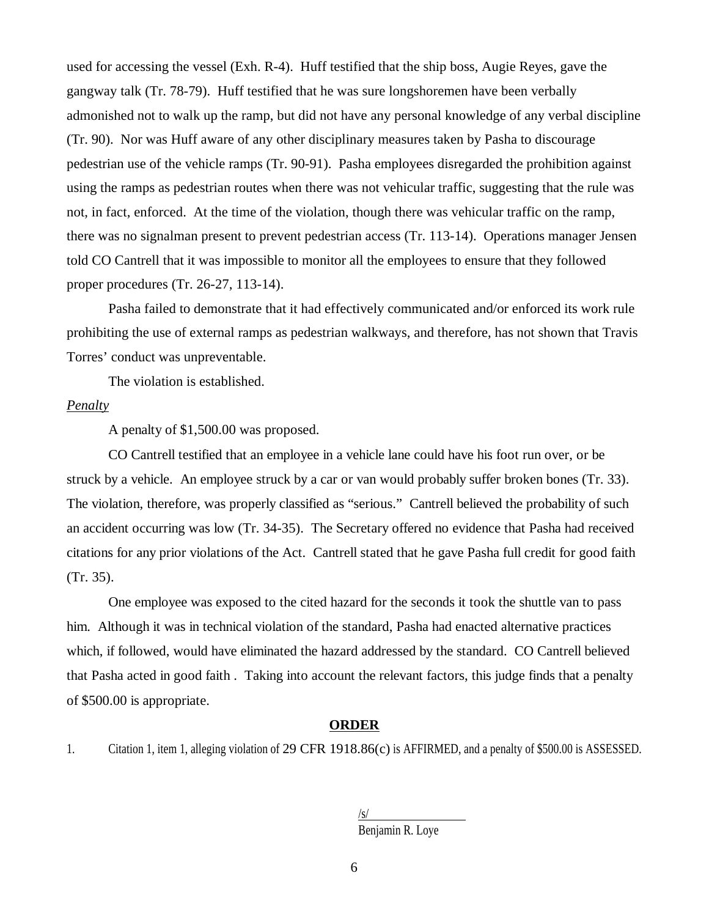used for accessing the vessel (Exh. R-4). Huff testified that the ship boss, Augie Reyes, gave the gangway talk (Tr. 78-79). Huff testified that he was sure longshoremen have been verbally admonished not to walk up the ramp, but did not have any personal knowledge of any verbal discipline (Tr. 90). Nor was Huff aware of any other disciplinary measures taken by Pasha to discourage pedestrian use of the vehicle ramps (Tr. 90-91). Pasha employees disregarded the prohibition against using the ramps as pedestrian routes when there was not vehicular traffic, suggesting that the rule was not, in fact, enforced. At the time of the violation, though there was vehicular traffic on the ramp, there was no signalman present to prevent pedestrian access (Tr. 113-14). Operations manager Jensen told CO Cantrell that it was impossible to monitor all the employees to ensure that they followed proper procedures (Tr. 26-27, 113-14).

Pasha failed to demonstrate that it had effectively communicated and/or enforced its work rule prohibiting the use of external ramps as pedestrian walkways, and therefore, has not shown that Travis Torres' conduct was unpreventable.

The violation is established.

*Penalty*

A penalty of $1,500.00 was proposed.

CO Cantrell testified that an employee in a vehicle lane could have his foot run over, or be struck by a vehicle. An employee struck by a car or van would probably suffer broken bones (Tr. 33). The violation, therefore, was properly classified as "serious." Cantrell believed the probability of such an accident occurring was low (Tr. 34-35). The Secretary offered no evidence that Pasha had received citations for any prior violations of the Act. Cantrell stated that he gave Pasha full credit for good faith (Tr. 35).

One employee was exposed to the cited hazard for the seconds it took the shuttle van to pass him. Although it was in technical violation of the standard, Pasha had enacted alternative practices which, if followed, would have eliminated the hazard addressed by the standard. CO Cantrell believed that Pasha acted in good faith . Taking into account the relevant factors, this judge finds that a penalty of $500.00 is appropriate.

## ORDER

1. Citation 1, item 1, alleging violation of 29 CFR 1918.86(c) is AFFIRMED, and a penalty of $500.00 is ASSESSED.

/s/
Benjamin R. Loye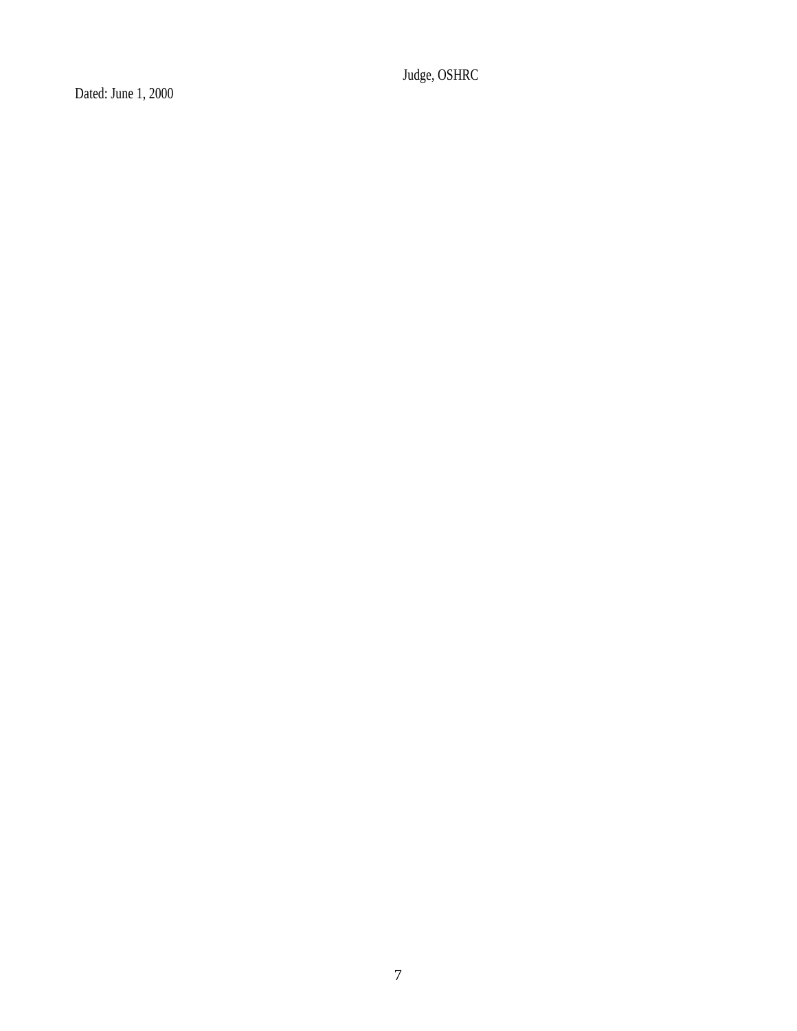Judge, OSHRC

Dated: June 1, 2000